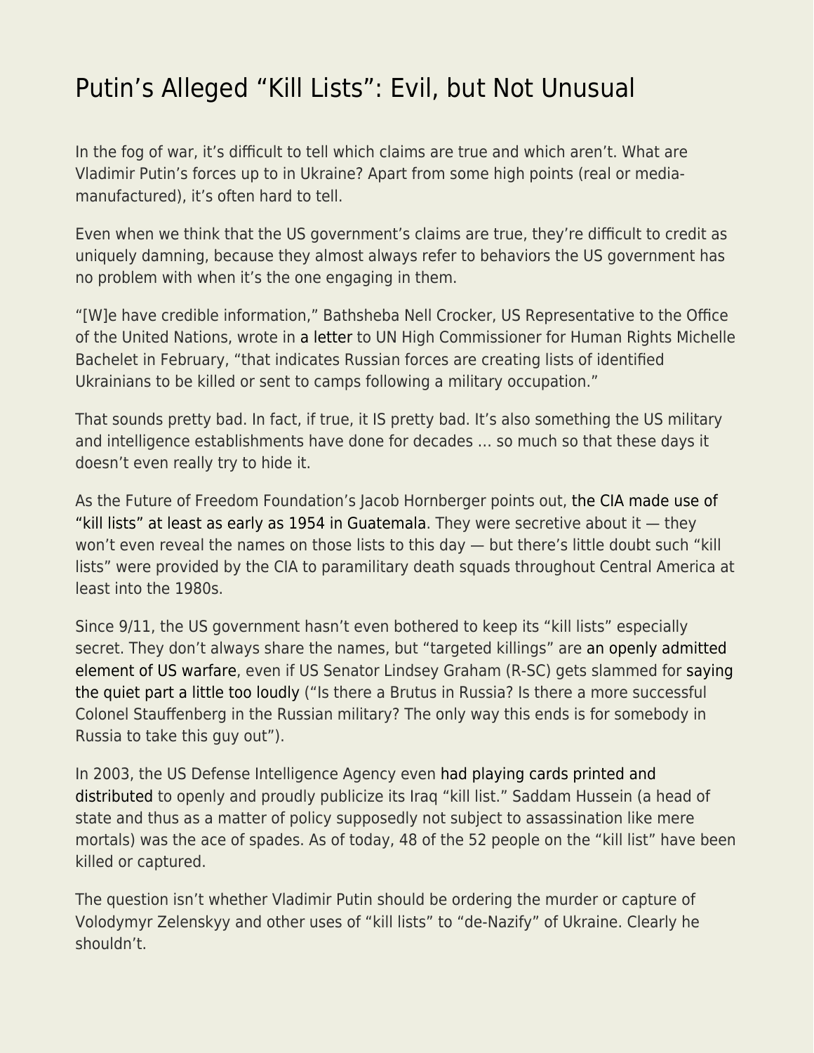# Putin's Alleged "Kill Lists": Evil, but Not Unusual

In the fog of war, it's difficult to tell which claims are true and which aren't. What are Vladimir Putin's forces up to in Ukraine? Apart from some high points (real or media-manufactured), it's often hard to tell.

Even when we think that the US government's claims are true, they're difficult to credit as uniquely damning, because they almost always refer to behaviors the US government has no problem with when it's the one engaging in them.

"[W]e have credible information," Bathsheba Nell Crocker, US Representative to the Office of the United Nations, wrote in a letter to UN High Commissioner for Human Rights Michelle Bachelet in February, "that indicates Russian forces are creating lists of identified Ukrainians to be killed or sent to camps following a military occupation."

That sounds pretty bad. In fact, if true, it IS pretty bad. It's also something the US military and intelligence establishments have done for decades … so much so that these days it doesn't even really try to hide it.

As the Future of Freedom Foundation's Jacob Hornberger points out, the CIA made use of "kill lists" at least as early as 1954 in Guatemala. They were secretive about it — they won't even reveal the names on those lists to this day — but there's little doubt such "kill lists" were provided by the CIA to paramilitary death squads throughout Central America at least into the 1980s.

Since 9/11, the US government hasn't even bothered to keep its "kill lists" especially secret. They don't always share the names, but "targeted killings" are an openly admitted element of US warfare, even if US Senator Lindsey Graham (R-SC) gets slammed for saying the quiet part a little too loudly ("Is there a Brutus in Russia? Is there a more successful Colonel Stauffenberg in the Russian military? The only way this ends is for somebody in Russia to take this guy out").

In 2003, the US Defense Intelligence Agency even had playing cards printed and distributed to openly and proudly publicize its Iraq "kill list." Saddam Hussein (a head of state and thus as a matter of policy supposedly not subject to assassination like mere mortals) was the ace of spades. As of today, 48 of the 52 people on the "kill list" have been killed or captured.

The question isn't whether Vladimir Putin should be ordering the murder or capture of Volodymyr Zelenskyy and other uses of "kill lists" to "de-Nazify" of Ukraine. Clearly he shouldn't.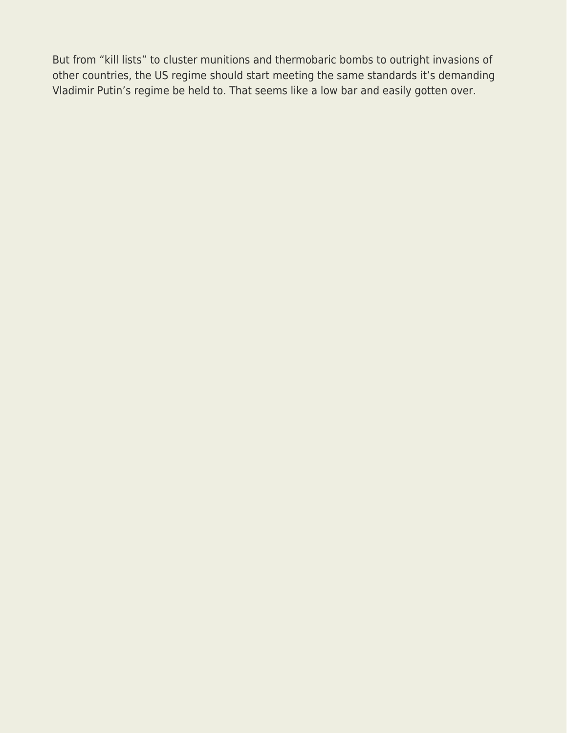But from “kill lists” to cluster munitions and thermobaric bombs to outright invasions of other countries, the US regime should start meeting the same standards it’s demanding Vladimir Putin’s regime be held to. That seems like a low bar and easily gotten over.